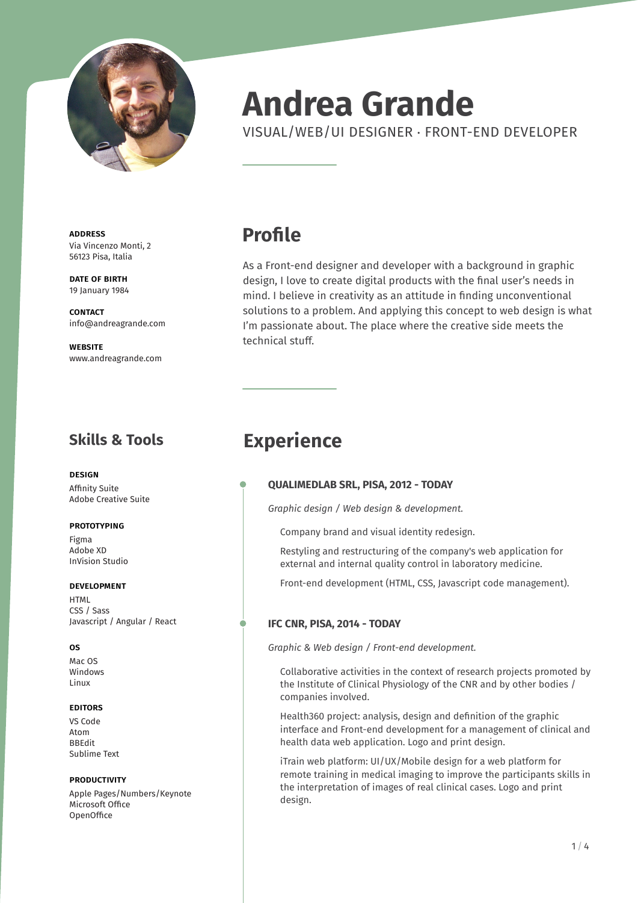# Andrea Grande

VISUAL/WEB/UI DESIGNER · FRONT-END DEVELOPER

**ADDRESS**
Via Vincenzo Monti, 2
56123 Pisa, Italia

**DATE OF BIRTH**
19 January 1984

**CONTACT**
info@andreagrande.com

**WEBSITE**
www.andreagrande.com

## Profile

As a Front-end designer and developer with a background in graphic design, I love to create digital products with the final user's needs in mind. I believe in creativity as an attitude in finding unconventional solutions to a problem. And applying this concept to web design is what I'm passionate about. The place where the creative side meets the technical stuff.

## Skills & Tools

**DESIGN**
Affinity Suite
Adobe Creative Suite

**PROTOTYPING**
Figma
Adobe XD
InVision Studio

**DEVELOPMENT**
HTML
CSS / Sass
Javascript / Angular / React

**OS**
Mac OS
Windows
Linux

**EDITORS**
VS Code
Atom
BBEdit
Sublime Text

**PRODUCTIVITY**
Apple Pages/Numbers/Keynote
Microsoft Office
OpenOffice

## Experience

### QUALIMEDLAB SRL, PISA, 2012 - TODAY

*Graphic design / Web design & development.*

Company brand and visual identity redesign.

Restyling and restructuring of the company's web application for external and internal quality control in laboratory medicine.

Front-end development (HTML, CSS, Javascript code management).

### IFC CNR, PISA, 2014 - TODAY

*Graphic & Web design / Front-end development.*

Collaborative activities in the context of research projects promoted by the Institute of Clinical Physiology of the CNR and by other bodies / companies involved.

Health360 project: analysis, design and definition of the graphic interface and Front-end development for a management of clinical and health data web application. Logo and print design.

iTrain web platform: UI/UX/Mobile design for a web platform for remote training in medical imaging to improve the participants skills in the interpretation of images of real clinical cases. Logo and print design.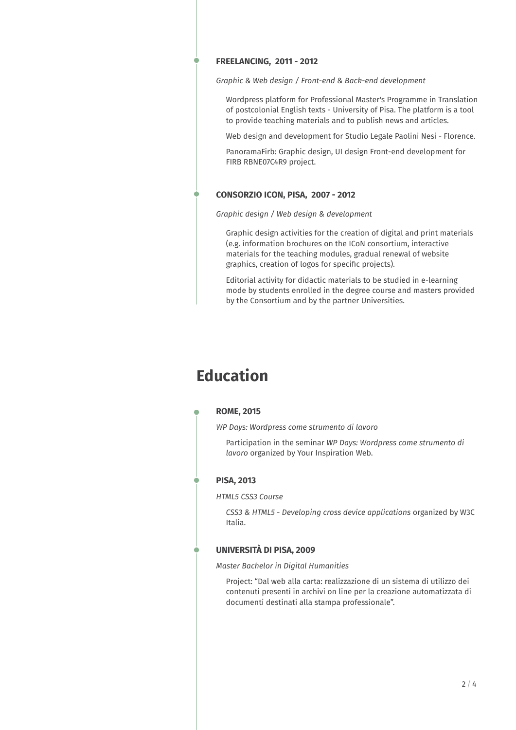### FREELANCING, 2011 - 2012

*Graphic & Web design / Front-end & Back-end development*

Wordpress platform for Professional Master's Programme in Translation of postcolonial English texts - University of Pisa. The platform is a tool to provide teaching materials and to publish news and articles.

Web design and development for Studio Legale Paolini Nesi - Florence.

PanoramaFirb: Graphic design, UI design Front-end development for FIRB RBNE07C4R9 project.

### CONSORZIO ICON, PISA, 2007 - 2012

*Graphic design / Web design & development*

Graphic design activities for the creation of digital and print materials (e.g. information brochures on the ICoN consortium, interactive materials for the teaching modules, gradual renewal of website graphics, creation of logos for specific projects).

Editorial activity for didactic materials to be studied in e-learning mode by students enrolled in the degree course and masters provided by the Consortium and by the partner Universities.

## Education

### ROME, 2015

*WP Days: Wordpress come strumento di lavoro*

Participation in the seminar *WP Days: Wordpress come strumento di lavoro* organized by Your Inspiration Web.

### PISA, 2013

*HTML5 CSS3 Course*

*CSS3 & HTML5 - Developing cross device applications* organized by W3C Italia.

### UNIVERSITÀ DI PISA, 2009

*Master Bachelor in Digital Humanities*

Project: "Dal web alla carta: realizzazione di un sistema di utilizzo dei contenuti presenti in archivi on line per la creazione automatizzata di documenti destinati alla stampa professionale".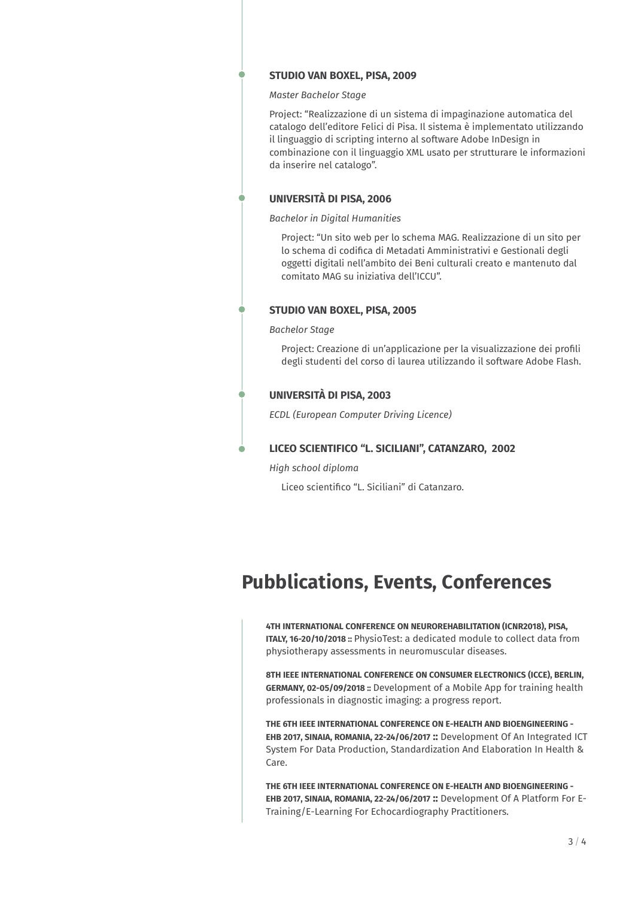### STUDIO VAN BOXEL, PISA, 2009

*Master Bachelor Stage*

Project: "Realizzazione di un sistema di impaginazione automatica del catalogo dell'editore Felici di Pisa. Il sistema è implementato utilizzando il linguaggio di scripting interno al software Adobe InDesign in combinazione con il linguaggio XML usato per strutturare le informazioni da inserire nel catalogo".

### UNIVERSITÀ DI PISA, 2006

*Bachelor in Digital Humanities*

Project: "Un sito web per lo schema MAG. Realizzazione di un sito per lo schema di codifica di Metadati Amministrativi e Gestionali degli oggetti digitali nell'ambito dei Beni culturali creato e mantenuto dal comitato MAG su iniziativa dell'ICCU".

### STUDIO VAN BOXEL, PISA, 2005

*Bachelor Stage*

Project: Creazione di un'applicazione per la visualizzazione dei profili degli studenti del corso di laurea utilizzando il software Adobe Flash.

### UNIVERSITÀ DI PISA, 2003

*ECDL (European Computer Driving Licence)*

### LICEO SCIENTIFICO "L. SICILIANI", CATANZARO, 2002

*High school diploma*

Liceo scientifico "L. Siciliani" di Catanzaro.

## Pubblications, Events, Conferences

**4TH INTERNATIONAL CONFERENCE ON NEUROREHABILITATION (ICNR2018), PISA, ITALY, 16-20/10/2018 ::** PhysioTest: a dedicated module to collect data from physiotherapy assessments in neuromuscular diseases.

**8TH IEEE INTERNATIONAL CONFERENCE ON CONSUMER ELECTRONICS (ICCE), BERLIN, GERMANY, 02-05/09/2018 ::** Development of a Mobile App for training health professionals in diagnostic imaging: a progress report.

**THE 6TH IEEE INTERNATIONAL CONFERENCE ON E-HEALTH AND BIOENGINEERING - EHB 2017, SINAIA, ROMANIA, 22-24/06/2017 ::** Development Of An Integrated ICT System For Data Production, Standardization And Elaboration In Health & Care.

**THE 6TH IEEE INTERNATIONAL CONFERENCE ON E-HEALTH AND BIOENGINEERING - EHB 2017, SINAIA, ROMANIA, 22-24/06/2017 ::** Development Of A Platform For E-Training/E-Learning For Echocardiography Practitioners.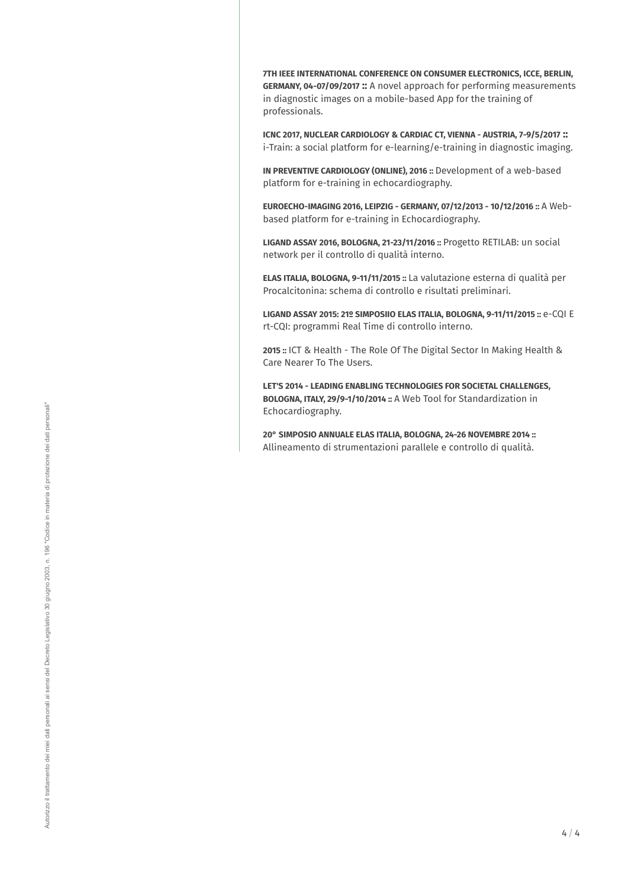**7TH IEEE INTERNATIONAL CONFERENCE ON CONSUMER ELECTRONICS, ICCE, BERLIN, GERMANY, 04-07/09/2017 ::** A novel approach for performing measurements in diagnostic images on a mobile-based App for the training of professionals.

**ICNC 2017, NUCLEAR CARDIOLOGY & CARDIAC CT, VIENNA - AUSTRIA, 7-9/5/2017 ::** i-Train: a social platform for e-learning/e-training in diagnostic imaging.

**IN PREVENTIVE CARDIOLOGY (ONLINE), 2016 ::** Development of a web-based platform for e-training in echocardiography.

**EUROECHO-IMAGING 2016, LEIPZIG - GERMANY, 07/12/2013 - 10/12/2016 ::** A Web-based platform for e-training in Echocardiography.

**LIGAND ASSAY 2016, BOLOGNA, 21-23/11/2016 ::** Progetto RETILAB: un social network per il controllo di qualità interno.

**ELAS ITALIA, BOLOGNA, 9-11/11/2015 ::** La valutazione esterna di qualità per Procalcitonina: schema di controllo e risultati preliminari.

**LIGAND ASSAY 2015: 21º SIMPOSIIO ELAS ITALIA, BOLOGNA, 9-11/11/2015 ::** e-CQI E rt-CQI: programmi Real Time di controllo interno.

**2015 ::** ICT & Health - The Role Of The Digital Sector In Making Health & Care Nearer To The Users.

**LET'S 2014 - LEADING ENABLING TECHNOLOGIES FOR SOCIETAL CHALLENGES, BOLOGNA, ITALY, 29/9-1/10/2014 ::** A Web Tool for Standardization in Echocardiography.

**20° SIMPOSIO ANNUALE ELAS ITALIA, BOLOGNA, 24-26 NOVEMBRE 2014 ::** Allineamento di strumentazioni parallele e controllo di qualità.

Autorizzo il trattamento dei miei dati personali ai sensi del Decreto Legislativo 30 giugno 2003, n. 196 "Codice in materia di protezione dei dati personali"